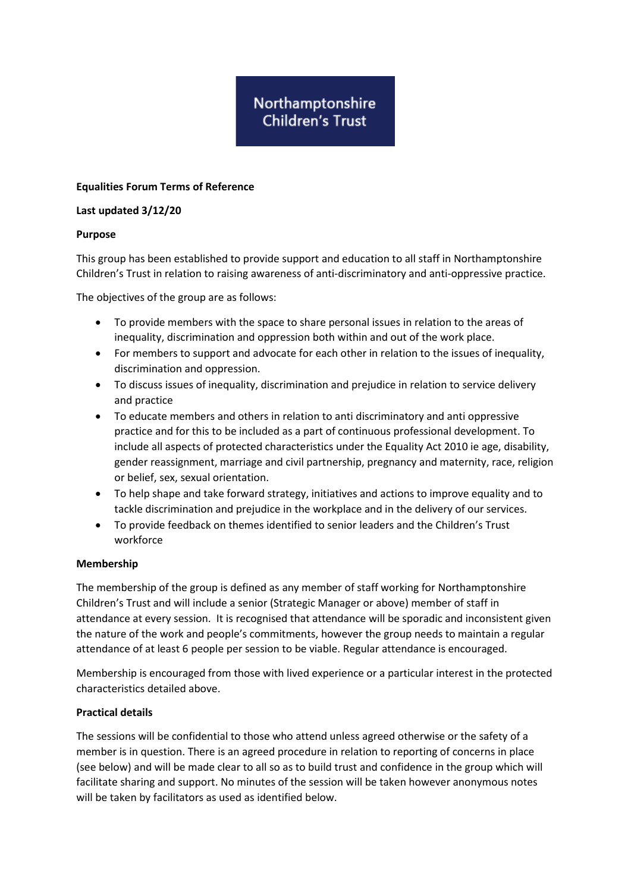Northamptonshire Children's Trust

**Equalities Forum Terms of Reference**

**Last updated 3/12/20**

**Purpose**

This group has been established to provide support and education to all staff in Northamptonshire Children's Trust in relation to raising awareness of anti-discriminatory and anti-oppressive practice.

The objectives of the group are as follows:

- To provide members with the space to share personal issues in relation to the areas of inequality, discrimination and oppression both within and out of the work place.
- For members to support and advocate for each other in relation to the issues of inequality, discrimination and oppression.
- To discuss issues of inequality, discrimination and prejudice in relation to service delivery and practice
- To educate members and others in relation to anti discriminatory and anti oppressive practice and for this to be included as a part of continuous professional development. To include all aspects of protected characteristics under the Equality Act 2010 ie age, disability, gender reassignment, marriage and civil partnership, pregnancy and maternity, race, religion or belief, sex, sexual orientation.
- To help shape and take forward strategy, initiatives and actions to improve equality and to tackle discrimination and prejudice in the workplace and in the delivery of our services.
- To provide feedback on themes identified to senior leaders and the Children's Trust workforce

**Membership**

The membership of the group is defined as any member of staff working for Northamptonshire Children's Trust and will include a senior (Strategic Manager or above) member of staff in attendance at every session. It is recognised that attendance will be sporadic and inconsistent given the nature of the work and people's commitments, however the group needs to maintain a regular attendance of at least 6 people per session to be viable. Regular attendance is encouraged.

Membership is encouraged from those with lived experience or a particular interest in the protected characteristics detailed above.

**Practical details**

The sessions will be confidential to those who attend unless agreed otherwise or the safety of a member is in question. There is an agreed procedure in relation to reporting of concerns in place (see below) and will be made clear to all so as to build trust and confidence in the group which will facilitate sharing and support. No minutes of the session will be taken however anonymous notes will be taken by facilitators as used as identified below.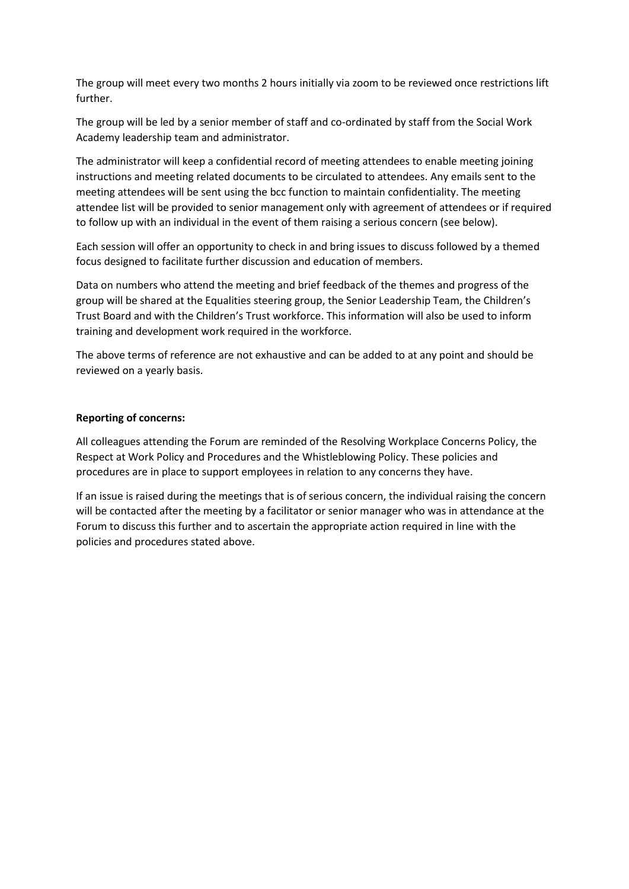The group will meet every two months 2 hours initially via zoom to be reviewed once restrictions lift further.

The group will be led by a senior member of staff and co-ordinated by staff from the Social Work Academy leadership team and administrator.

The administrator will keep a confidential record of meeting attendees to enable meeting joining instructions and meeting related documents to be circulated to attendees. Any emails sent to the meeting attendees will be sent using the bcc function to maintain confidentiality. The meeting attendee list will be provided to senior management only with agreement of attendees or if required to follow up with an individual in the event of them raising a serious concern (see below).

Each session will offer an opportunity to check in and bring issues to discuss followed by a themed focus designed to facilitate further discussion and education of members.

Data on numbers who attend the meeting and brief feedback of the themes and progress of the group will be shared at the Equalities steering group, the Senior Leadership Team, the Children's Trust Board and with the Children's Trust workforce. This information will also be used to inform training and development work required in the workforce.

The above terms of reference are not exhaustive and can be added to at any point and should be reviewed on a yearly basis.

**Reporting of concerns:**

All colleagues attending the Forum are reminded of the Resolving Workplace Concerns Policy, the Respect at Work Policy and Procedures and the Whistleblowing Policy. These policies and procedures are in place to support employees in relation to any concerns they have.

If an issue is raised during the meetings that is of serious concern, the individual raising the concern will be contacted after the meeting by a facilitator or senior manager who was in attendance at the Forum to discuss this further and to ascertain the appropriate action required in line with the policies and procedures stated above.